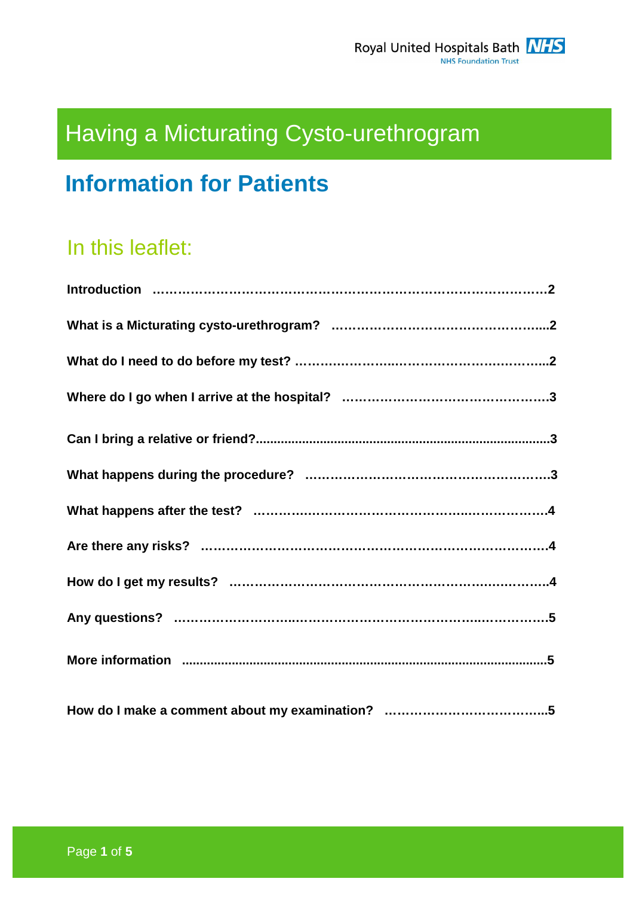Royal United Hospitals Bath NHS Foundation Trust

# Having a Micturating Cysto-urethrogram

## Information for Patients

### In this leaflet:

| | |
|---|---|
| **Introduction** | **2** |
| **What is a Micturating cysto-urethrogram?** | **2** |
| **What do I need to do before my test?** | **2** |
| **Where do I go when I arrive at the hospital?** | **3** |
| **Can I bring a relative or friend?** | **3** |
| **What happens during the procedure?** | **3** |
| **What happens after the test?** | **4** |
| **Are there any risks?** | **4** |
| **How do I get my results?** | **4** |
| **Any questions?** | **5** |
| **More information** | **5** |
| **How do I make a comment about my examination?** | **5** |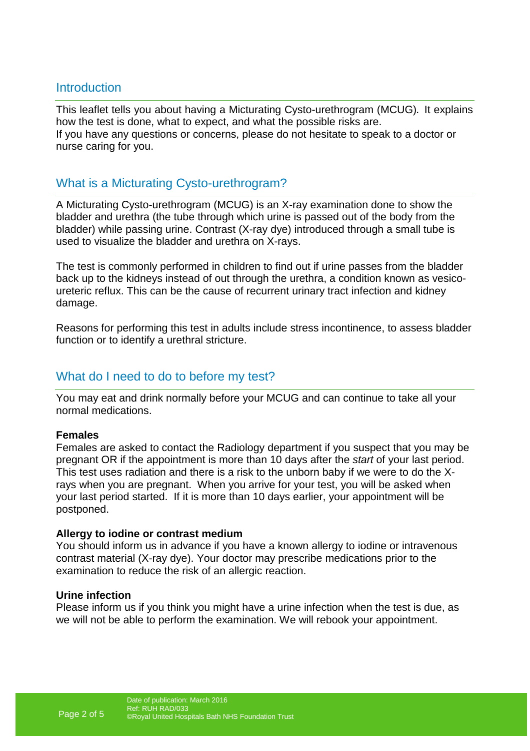## Introduction

This leaflet tells you about having a Micturating Cysto-urethrogram (MCUG). It explains how the test is done, what to expect, and what the possible risks are.
If you have any questions or concerns, please do not hesitate to speak to a doctor or nurse caring for you.

## What is a Micturating Cysto-urethrogram?

A Micturating Cysto-urethrogram (MCUG) is an X-ray examination done to show the bladder and urethra (the tube through which urine is passed out of the body from the bladder) while passing urine. Contrast (X-ray dye) introduced through a small tube is used to visualize the bladder and urethra on X-rays.

The test is commonly performed in children to find out if urine passes from the bladder back up to the kidneys instead of out through the urethra, a condition known as vesico-ureteric reflux. This can be the cause of recurrent urinary tract infection and kidney damage.

Reasons for performing this test in adults include stress incontinence, to assess bladder function or to identify a urethral stricture.

## What do I need to do to before my test?

You may eat and drink normally before your MCUG and can continue to take all your normal medications.

**Females**
Females are asked to contact the Radiology department if you suspect that you may be pregnant OR if the appointment is more than 10 days after the *start* of your last period. This test uses radiation and there is a risk to the unborn baby if we were to do the X-rays when you are pregnant. When you arrive for your test, you will be asked when your last period started. If it is more than 10 days earlier, your appointment will be postponed.

**Allergy to iodine or contrast medium**
You should inform us in advance if you have a known allergy to iodine or intravenous contrast material (X-ray dye). Your doctor may prescribe medications prior to the examination to reduce the risk of an allergic reaction.

**Urine infection**
Please inform us if you think you might have a urine infection when the test is due, as we will not be able to perform the examination. We will rebook your appointment.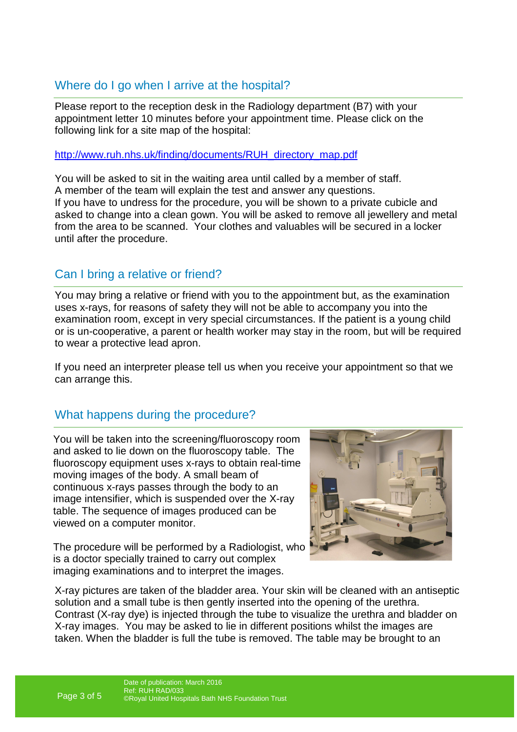## Where do I go when I arrive at the hospital?

Please report to the reception desk in the Radiology department (B7) with your appointment letter 10 minutes before your appointment time. Please click on the following link for a site map of the hospital:

http://www.ruh.nhs.uk/finding/documents/RUH_directory_map.pdf

You will be asked to sit in the waiting area until called by a member of staff.
A member of the team will explain the test and answer any questions.
If you have to undress for the procedure, you will be shown to a private cubicle and asked to change into a clean gown. You will be asked to remove all jewellery and metal from the area to be scanned. Your clothes and valuables will be secured in a locker until after the procedure.

## Can I bring a relative or friend?

You may bring a relative or friend with you to the appointment but, as the examination uses x-rays, for reasons of safety they will not be able to accompany you into the examination room, except in very special circumstances. If the patient is a young child or is un-cooperative, a parent or health worker may stay in the room, but will be required to wear a protective lead apron.

If you need an interpreter please tell us when you receive your appointment so that we can arrange this.

## What happens during the procedure?

You will be taken into the screening/fluoroscopy room and asked to lie down on the fluoroscopy table. The fluoroscopy equipment uses x-rays to obtain real-time moving images of the body. A small beam of continuous x-rays passes through the body to an image intensifier, which is suspended over the X-ray table. The sequence of images produced can be viewed on a computer monitor.

The procedure will be performed by a Radiologist, who is a doctor specially trained to carry out complex imaging examinations and to interpret the images.

X-ray pictures are taken of the bladder area. Your skin will be cleaned with an antiseptic solution and a small tube is then gently inserted into the opening of the urethra. Contrast (X-ray dye) is injected through the tube to visualize the urethra and bladder on X-ray images. You may be asked to lie in different positions whilst the images are taken. When the bladder is full the tube is removed. The table may be brought to an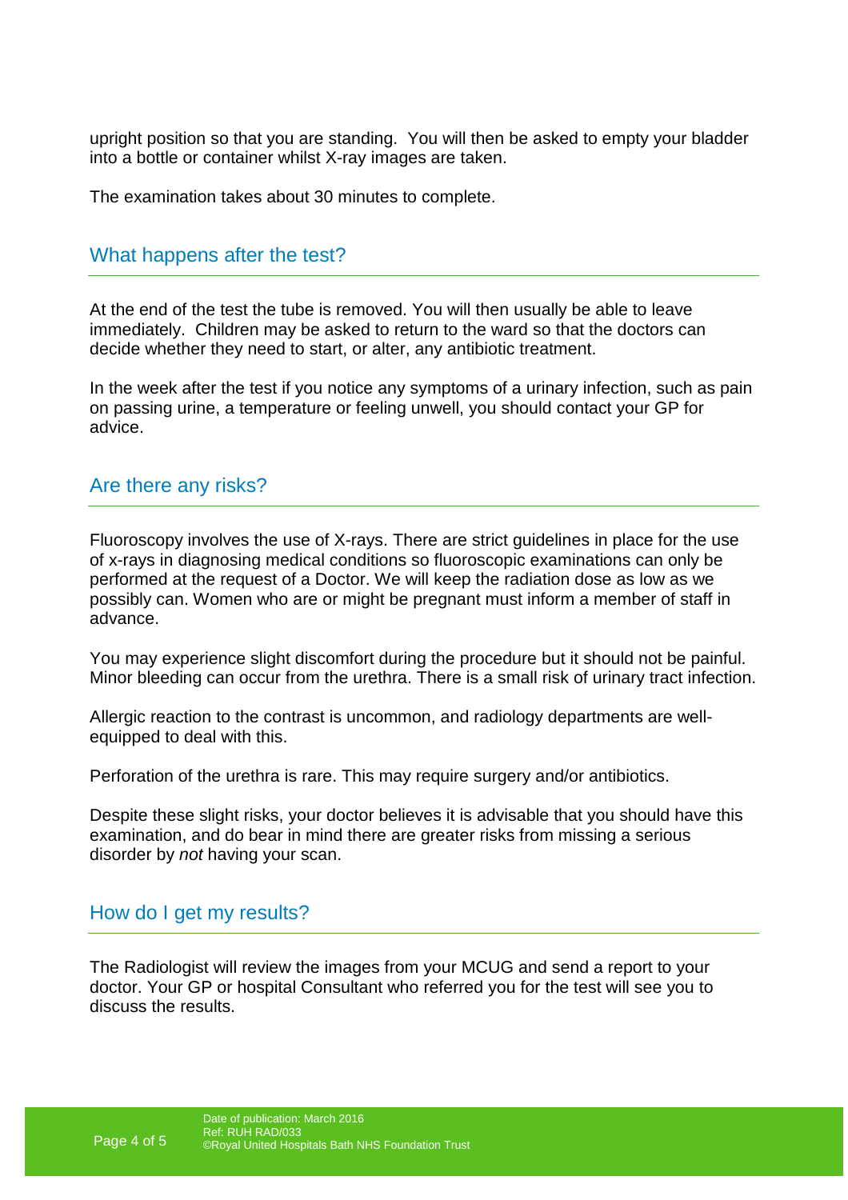upright position so that you are standing. You will then be asked to empty your bladder into a bottle or container whilst X-ray images are taken.

The examination takes about 30 minutes to complete.

## What happens after the test?

At the end of the test the tube is removed. You will then usually be able to leave immediately. Children may be asked to return to the ward so that the doctors can decide whether they need to start, or alter, any antibiotic treatment.

In the week after the test if you notice any symptoms of a urinary infection, such as pain on passing urine, a temperature or feeling unwell, you should contact your GP for advice.

## Are there any risks?

Fluoroscopy involves the use of X-rays. There are strict guidelines in place for the use of x-rays in diagnosing medical conditions so fluoroscopic examinations can only be performed at the request of a Doctor. We will keep the radiation dose as low as we possibly can. Women who are or might be pregnant must inform a member of staff in advance.

You may experience slight discomfort during the procedure but it should not be painful. Minor bleeding can occur from the urethra. There is a small risk of urinary tract infection.

Allergic reaction to the contrast is uncommon, and radiology departments are well-equipped to deal with this.

Perforation of the urethra is rare. This may require surgery and/or antibiotics.

Despite these slight risks, your doctor believes it is advisable that you should have this examination, and do bear in mind there are greater risks from missing a serious disorder by *not* having your scan.

## How do I get my results?

The Radiologist will review the images from your MCUG and send a report to your doctor. Your GP or hospital Consultant who referred you for the test will see you to discuss the results.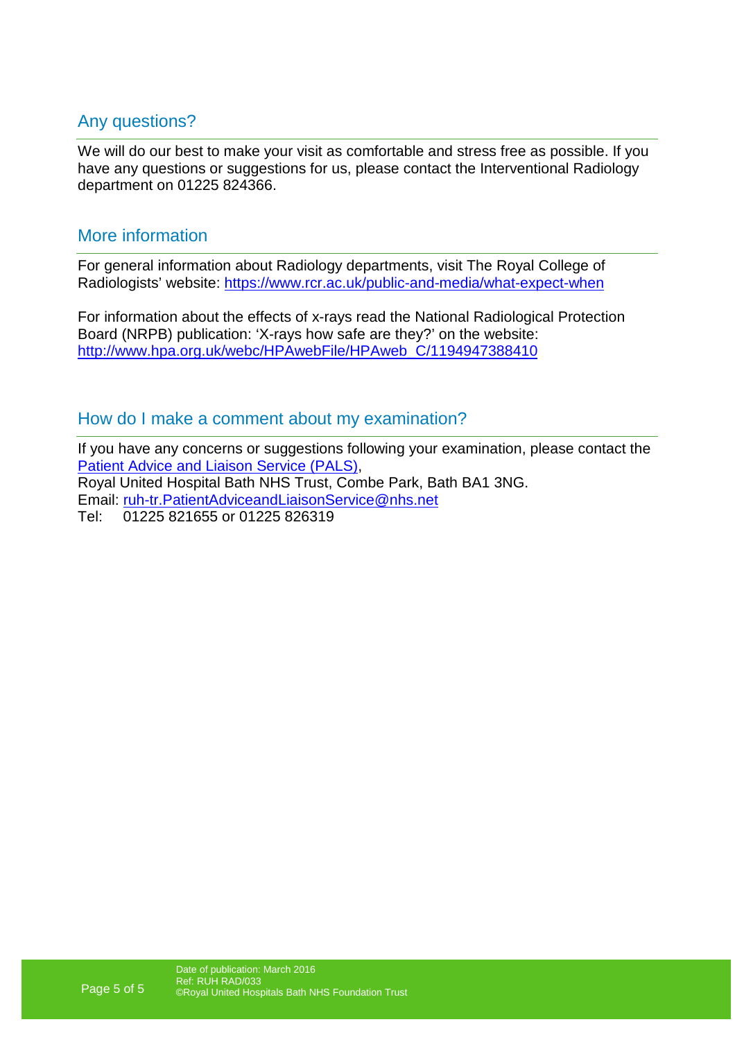## Any questions?

We will do our best to make your visit as comfortable and stress free as possible. If you have any questions or suggestions for us, please contact the Interventional Radiology department on 01225 824366.

## More information

For general information about Radiology departments, visit The Royal College of Radiologists' website: https://www.rcr.ac.uk/public-and-media/what-expect-when

For information about the effects of x-rays read the National Radiological Protection Board (NRPB) publication: 'X-rays how safe are they?' on the website: http://www.hpa.org.uk/webc/HPAwebFile/HPAweb_C/1194947388410

## How do I make a comment about my examination?

If you have any concerns or suggestions following your examination, please contact the Patient Advice and Liaison Service (PALS),
Royal United Hospital Bath NHS Trust, Combe Park, Bath BA1 3NG.
Email: ruh-tr.PatientAdviceandLiaisonService@nhs.net
Tel: 01225 821655 or 01225 826319

Date of publication: March 2016
Ref: RUH RAD/033
©Royal United Hospitals Bath NHS Foundation Trust